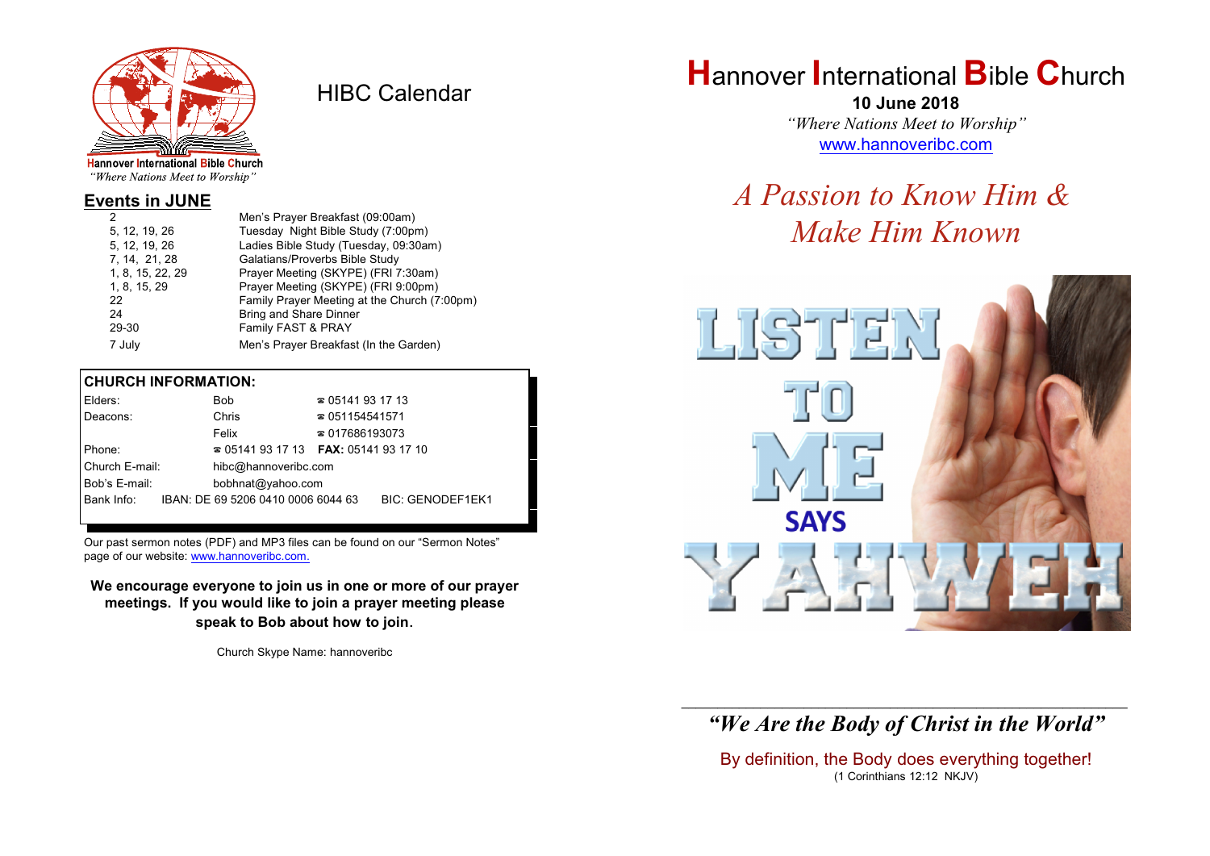Hannover International Bible Church
*"Where Nations Meet to Worship"*

# HIBC Calendar

## Events in JUNE

| | |
|---|---|
| 2 | Men's Prayer Breakfast (09:00am) |
| 5, 12, 19, 26 | Tuesday Night Bible Study (7:00pm) |
| 5, 12, 19, 26 | Ladies Bible Study (Tuesday, 09:30am) |
| 7, 14, 21, 28 | Galatians/Proverbs Bible Study |
| 1, 8, 15, 22, 29 | Prayer Meeting (SKYPE) (FRI 7:30am) |
| 1, 8, 15, 29 | Prayer Meeting (SKYPE) (FRI 9:00pm) |
| 22 | Family Prayer Meeting at the Church (7:00pm) |
| 24 | Bring and Share Dinner |
| 29-30 | Family FAST & PRAY |
| 7 July | Men's Prayer Breakfast (In the Garden) |

**CHURCH INFORMATION:**

| | | |
|---|---|---|
| Elders: | Bob | ☎ 05141 93 17 13 |
| Deacons: | Chris | ☎ 051154541571 |
| | Felix | ☎ 017686193073 |
| Phone: | ☎ 05141 93 17 13 | **FAX:** 05141 93 17 10 |
| Church E-mail: | hibc@hannoveribc.com | |
| Bob's E-mail: | bobhnat@yahoo.com | |
| Bank Info: | IBAN: DE 69 5206 0410 0006 6044 63 | BIC: GENODEF1EK1 |

Our past sermon notes (PDF) and MP3 files can be found on our "Sermon Notes" page of our website: www.hannoveribc.com.

**We encourage everyone to join us in one or more of our prayer meetings. If you would like to join a prayer meeting please speak to Bob about how to join.**

Church Skype Name: hannoveribc

# Hannover International Bible Church

**10 June 2018**

*"Where Nations Meet to Worship"*

www.hannoveribc.com

## *A Passion to Know Him & Make Him Known*

LISTEN TO ME SAYS YAHWEH

---

***"We Are the Body of Christ in the World"***

By definition, the Body does everything together!
(1 Corinthians 12:12 NKJV)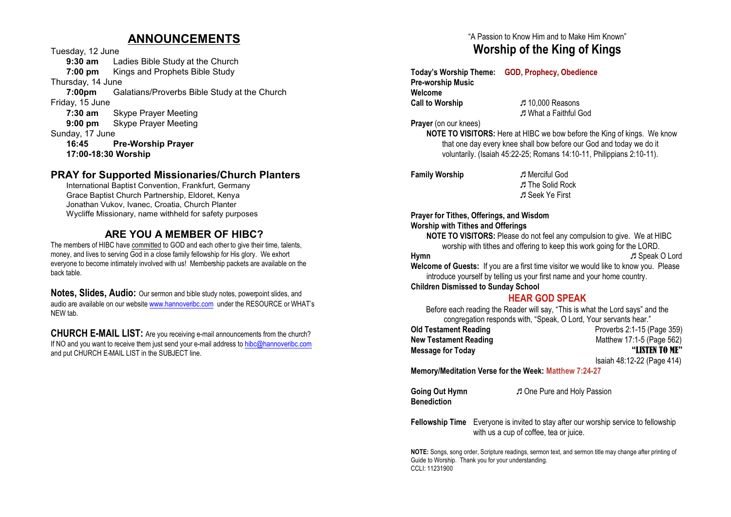## ANNOUNCEMENTS

Tuesday, 12 June

- **9:30 am** Ladies Bible Study at the Church
- **7:00 pm** Kings and Prophets Bible Study

Thursday, 14 June

- **7:00pm** Galatians/Proverbs Bible Study at the Church

Friday, 15 June

- **7:30 am** Skype Prayer Meeting
- **9:00 pm** Skype Prayer Meeting

Sunday, 17 June

- **16:45 Pre-Worship Prayer**
- **17:00-18:30 Worship**

### PRAY for Supported Missionaries/Church Planters

International Baptist Convention, Frankfurt, Germany
Grace Baptist Church Partnership, Eldoret, Kenya
Jonathan Vukov, Ivanec, Croatia, Church Planter
Wycliffe Missionary, name withheld for safety purposes

### ARE YOU A MEMBER OF HIBC?

The members of HIBC have committed to GOD and each other to give their time, talents, money, and lives to serving God in a close family fellowship for His glory. We exhort everyone to become intimately involved with us! Membership packets are available on the back table.

**Notes, Slides, Audio:** Our sermon and bible study notes, powerpoint slides, and audio are available on our website www.hannoveribc.com under the RESOURCE or WHAT's NEW tab.

**CHURCH E-MAIL LIST:** Are you receiving e-mail announcements from the church? If NO and you want to receive them just send your e-mail address to hibc@hannoveribc.com and put CHURCH E-MAIL LIST in the SUBJECT line.

"A Passion to Know Him and to Make Him Known"

## Worship of the King of Kings

**Today's Worship Theme:** **GOD, Prophecy, Obedience**

**Pre-worship Music**

**Welcome**

**Call to Worship** ♫ 10,000 Reasons
♫ What a Faithful God

**Prayer** (on our knees)

**NOTE TO VISITORS:** Here at HIBC we bow before the King of kings. We know that one day every knee shall bow before our God and today we do it voluntarily. (Isaiah 45:22-25; Romans 14:10-11, Philippians 2:10-11).

**Family Worship** ♫ Merciful God
♫ The Solid Rock
♫ Seek Ye First

**Prayer for Tithes, Offerings, and Wisdom**

**Worship with Tithes and Offerings**

**NOTE TO VISITORS:** Please do not feel any compulsion to give. We at HIBC worship with tithes and offering to keep this work going for the LORD.

**Hymn** ♫ Speak O Lord

**Welcome of Guests:** If you are a first time visitor we would like to know you. Please introduce yourself by telling us your first name and your home country.

**Children Dismissed to Sunday School**

### HEAR GOD SPEAK

Before each reading the Reader will say, "This is what the Lord says" and the congregation responds with, "Speak, O Lord, Your servants hear."

**Old Testament Reading** Proverbs 2:1-15 (Page 359)

**New Testament Reading** Matthew 17:1-5 (Page 562)

**Message for Today** **"LISTEN TO ME"**
Isaiah 48:12-22 (Page 414)

**Memory/Meditation Verse for the Week:** **Matthew 7:24-27**

**Going Out Hymn** ♫ One Pure and Holy Passion

**Benediction**

**Fellowship Time** Everyone is invited to stay after our worship service to fellowship with us a cup of coffee, tea or juice.

**NOTE:** Songs, song order, Scripture readings, sermon text, and sermon title may change after printing of Guide to Worship. Thank you for your understanding.
CCLI: 11231900